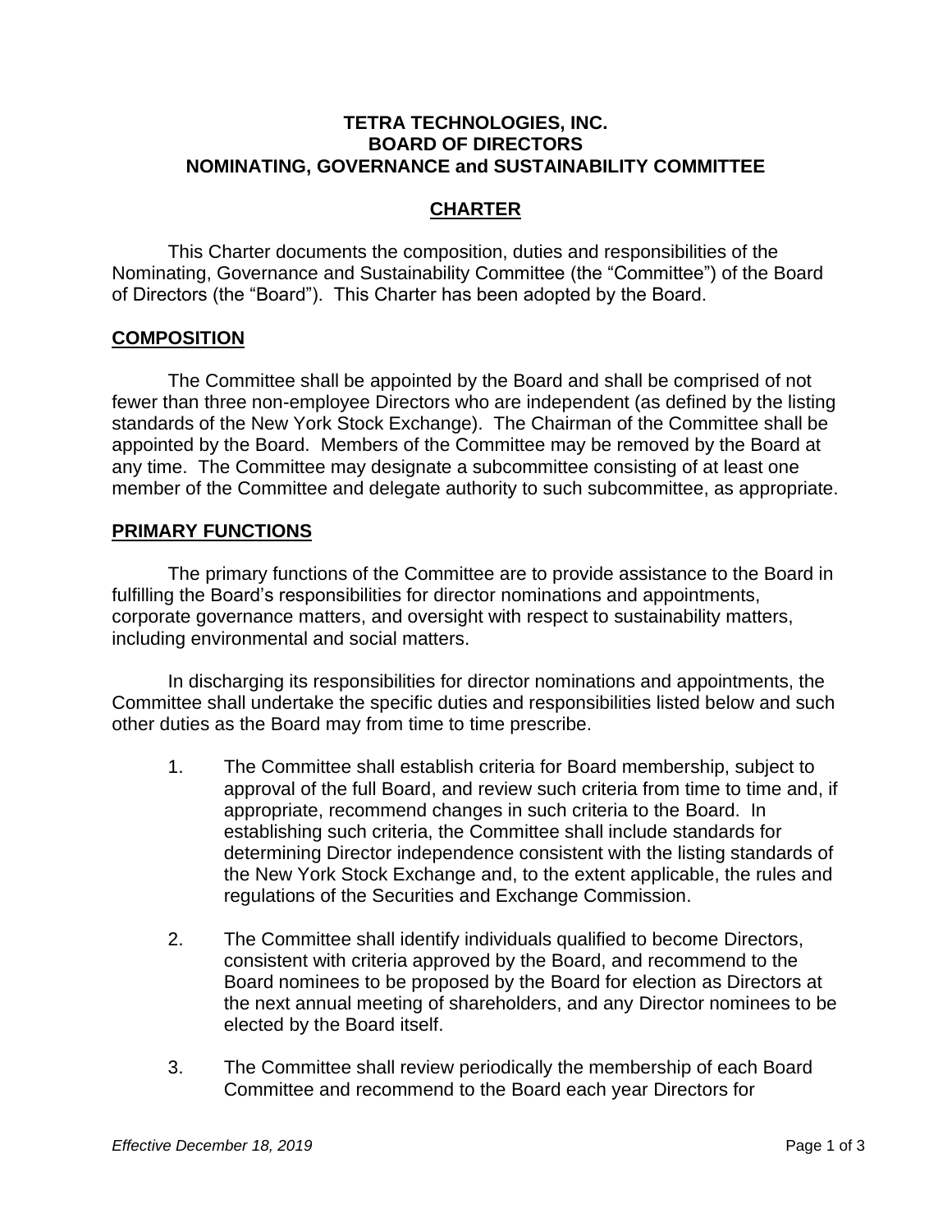# TETRA TECHNOLOGIES, INC.
# BOARD OF DIRECTORS
# NOMINATING, GOVERNANCE and SUSTAINABILITY COMMITTEE

## CHARTER

This Charter documents the composition, duties and responsibilities of the Nominating, Governance and Sustainability Committee (the "Committee") of the Board of Directors (the "Board"). This Charter has been adopted by the Board.

## COMPOSITION

The Committee shall be appointed by the Board and shall be comprised of not fewer than three non-employee Directors who are independent (as defined by the listing standards of the New York Stock Exchange). The Chairman of the Committee shall be appointed by the Board. Members of the Committee may be removed by the Board at any time. The Committee may designate a subcommittee consisting of at least one member of the Committee and delegate authority to such subcommittee, as appropriate.

## PRIMARY FUNCTIONS

The primary functions of the Committee are to provide assistance to the Board in fulfilling the Board's responsibilities for director nominations and appointments, corporate governance matters, and oversight with respect to sustainability matters, including environmental and social matters.

In discharging its responsibilities for director nominations and appointments, the Committee shall undertake the specific duties and responsibilities listed below and such other duties as the Board may from time to time prescribe.

1. The Committee shall establish criteria for Board membership, subject to approval of the full Board, and review such criteria from time to time and, if appropriate, recommend changes in such criteria to the Board. In establishing such criteria, the Committee shall include standards for determining Director independence consistent with the listing standards of the New York Stock Exchange and, to the extent applicable, the rules and regulations of the Securities and Exchange Commission.

2. The Committee shall identify individuals qualified to become Directors, consistent with criteria approved by the Board, and recommend to the Board nominees to be proposed by the Board for election as Directors at the next annual meeting of shareholders, and any Director nominees to be elected by the Board itself.

3. The Committee shall review periodically the membership of each Board Committee and recommend to the Board each year Directors for

*Effective December 18, 2019*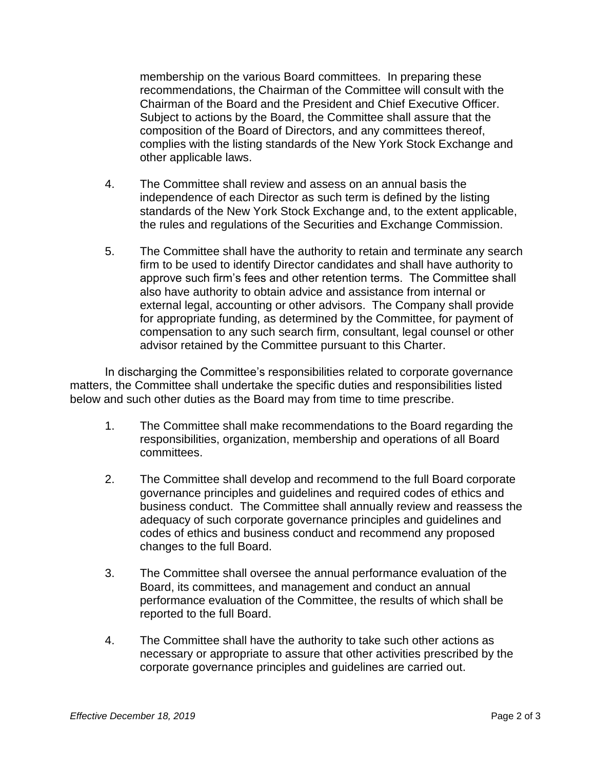membership on the various Board committees. In preparing these recommendations, the Chairman of the Committee will consult with the Chairman of the Board and the President and Chief Executive Officer. Subject to actions by the Board, the Committee shall assure that the composition of the Board of Directors, and any committees thereof, complies with the listing standards of the New York Stock Exchange and other applicable laws.

4. The Committee shall review and assess on an annual basis the independence of each Director as such term is defined by the listing standards of the New York Stock Exchange and, to the extent applicable, the rules and regulations of the Securities and Exchange Commission.

5. The Committee shall have the authority to retain and terminate any search firm to be used to identify Director candidates and shall have authority to approve such firm's fees and other retention terms. The Committee shall also have authority to obtain advice and assistance from internal or external legal, accounting or other advisors. The Company shall provide for appropriate funding, as determined by the Committee, for payment of compensation to any such search firm, consultant, legal counsel or other advisor retained by the Committee pursuant to this Charter.

In discharging the Committee's responsibilities related to corporate governance matters, the Committee shall undertake the specific duties and responsibilities listed below and such other duties as the Board may from time to time prescribe.

1. The Committee shall make recommendations to the Board regarding the responsibilities, organization, membership and operations of all Board committees.

2. The Committee shall develop and recommend to the full Board corporate governance principles and guidelines and required codes of ethics and business conduct. The Committee shall annually review and reassess the adequacy of such corporate governance principles and guidelines and codes of ethics and business conduct and recommend any proposed changes to the full Board.

3. The Committee shall oversee the annual performance evaluation of the Board, its committees, and management and conduct an annual performance evaluation of the Committee, the results of which shall be reported to the full Board.

4. The Committee shall have the authority to take such other actions as necessary or appropriate to assure that other activities prescribed by the corporate governance principles and guidelines are carried out.

*Effective December 18, 2019*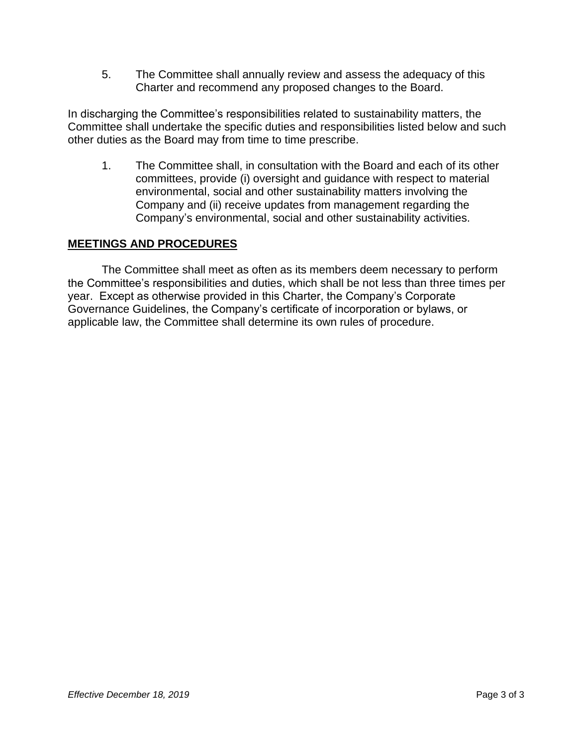5. The Committee shall annually review and assess the adequacy of this Charter and recommend any proposed changes to the Board.

In discharging the Committee's responsibilities related to sustainability matters, the Committee shall undertake the specific duties and responsibilities listed below and such other duties as the Board may from time to time prescribe.

1. The Committee shall, in consultation with the Board and each of its other committees, provide (i) oversight and guidance with respect to material environmental, social and other sustainability matters involving the Company and (ii) receive updates from management regarding the Company's environmental, social and other sustainability activities.

## MEETINGS AND PROCEDURES

The Committee shall meet as often as its members deem necessary to perform the Committee's responsibilities and duties, which shall be not less than three times per year. Except as otherwise provided in this Charter, the Company's Corporate Governance Guidelines, the Company's certificate of incorporation or bylaws, or applicable law, the Committee shall determine its own rules of procedure.

*Effective December 18, 2019*